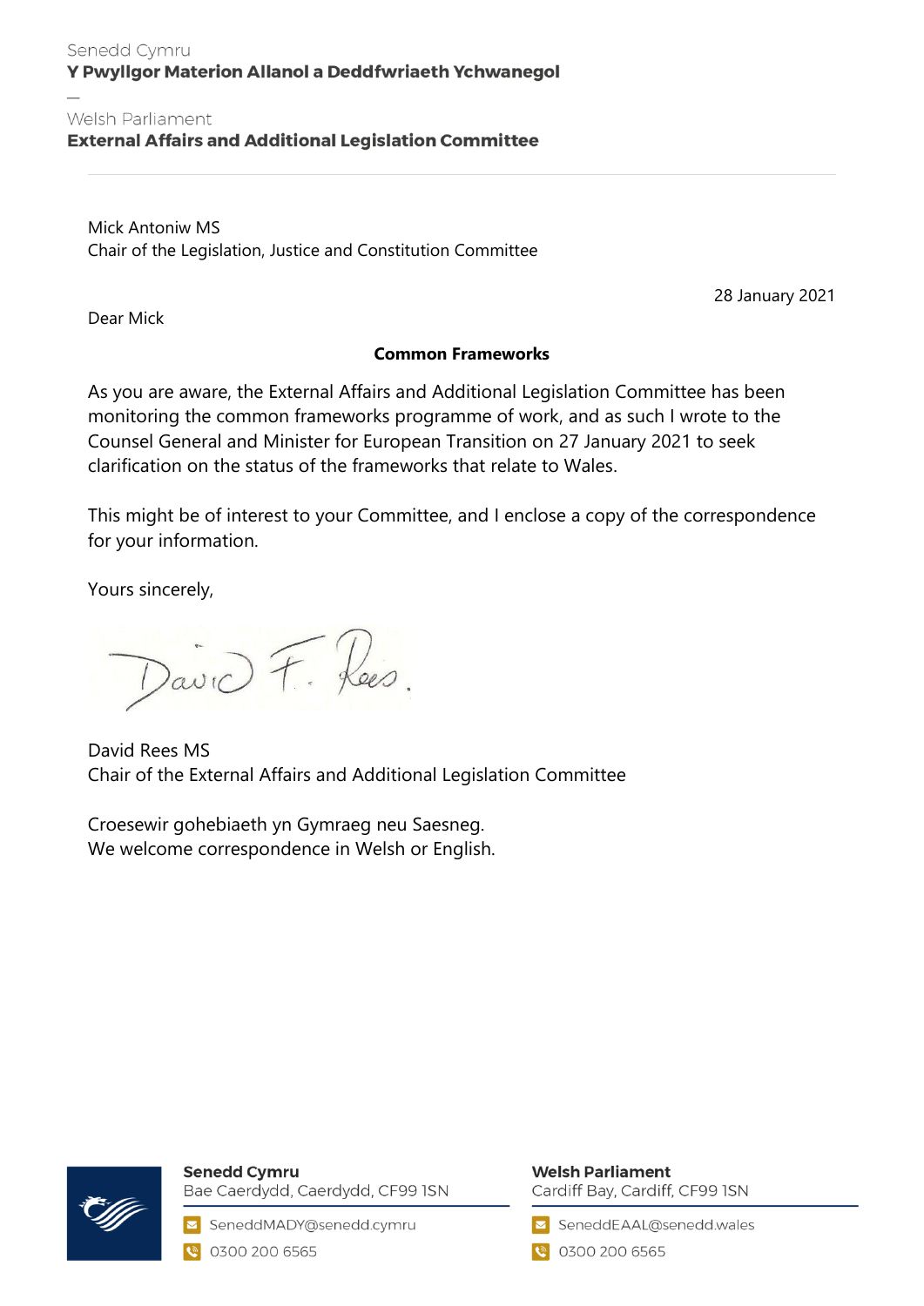Senedd Cymru
**Y Pwyllgor Materion Allanol a Deddfwriaeth Ychwanegol**

—

Welsh Parliament
**External Affairs and Additional Legislation Committee**

---

Mick Antoniw MS
Chair of the Legislation, Justice and Constitution Committee

28 January 2021

Dear Mick

**Common Frameworks**

As you are aware, the External Affairs and Additional Legislation Committee has been monitoring the common frameworks programme of work, and as such I wrote to the Counsel General and Minister for European Transition on 27 January 2021 to seek clarification on the status of the frameworks that relate to Wales.

This might be of interest to your Committee, and I enclose a copy of the correspondence for your information.

Yours sincerely,

David F. Rees.

David Rees MS
Chair of the External Affairs and Additional Legislation Committee

Croesewir gohebiaeth yn Gymraeg neu Saesneg.
We welcome correspondence in Welsh or English.

**Senedd Cymru**
Bae Caerdydd, Caerdydd, CF99 1SN
SeneddMADY@senedd.cymru
0300 200 6565

**Welsh Parliament**
Cardiff Bay, Cardiff, CF99 1SN
SeneddEAAL@senedd.wales
0300 200 6565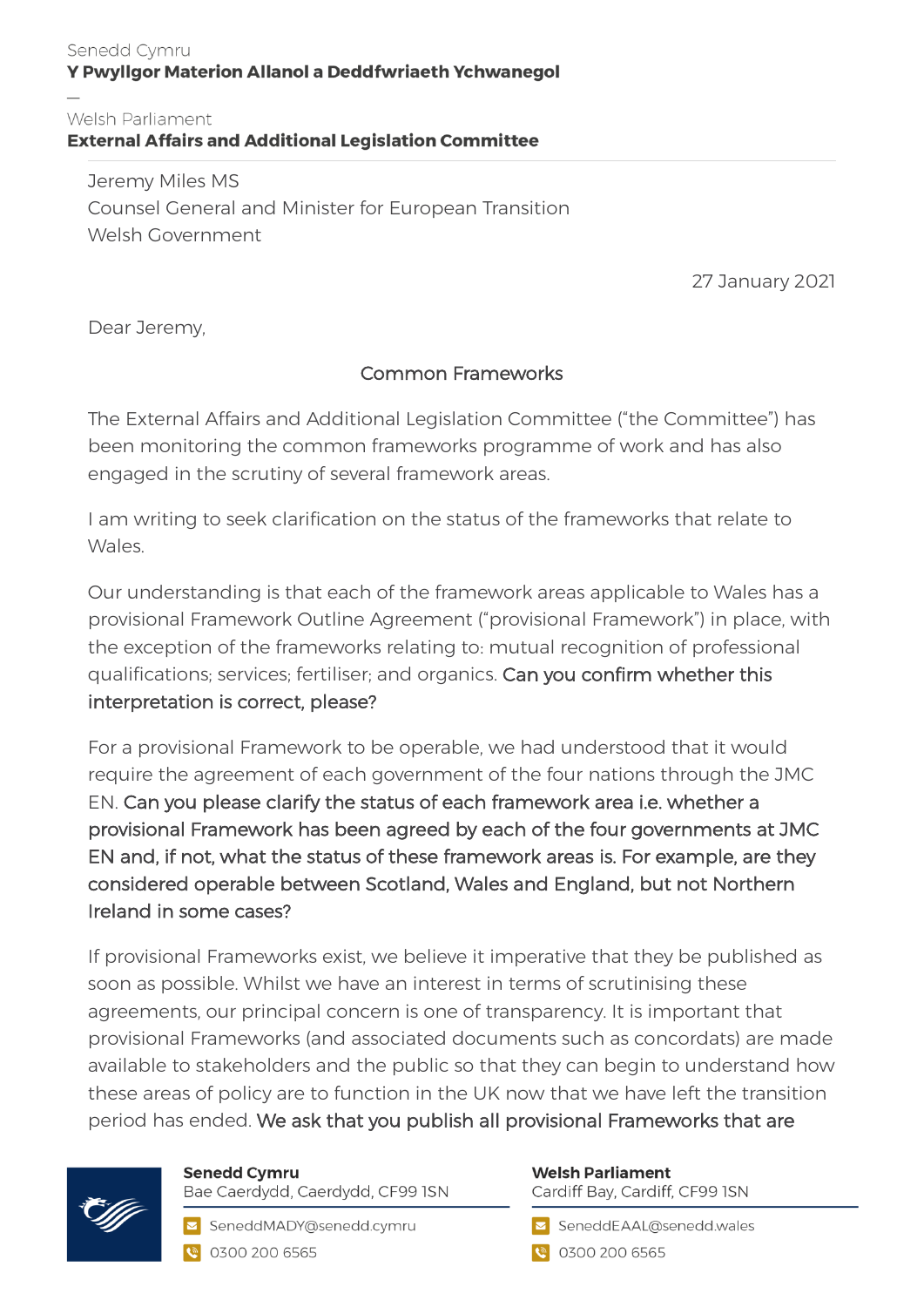Senedd Cymru
**Y Pwyllgor Materion Allanol a Deddfwriaeth Ychwanegol**

—

Welsh Parliament
**External Affairs and Additional Legislation Committee**

Jeremy Miles MS
Counsel General and Minister for European Transition
Welsh Government

27 January 2021

Dear Jeremy,

Common Frameworks

The External Affairs and Additional Legislation Committee ("the Committee") has been monitoring the common frameworks programme of work and has also engaged in the scrutiny of several framework areas.

I am writing to seek clarification on the status of the frameworks that relate to Wales.

Our understanding is that each of the framework areas applicable to Wales has a provisional Framework Outline Agreement ("provisional Framework") in place, with the exception of the frameworks relating to: mutual recognition of professional qualifications; services; fertiliser; and organics. **Can you confirm whether this interpretation is correct, please?**

For a provisional Framework to be operable, we had understood that it would require the agreement of each government of the four nations through the JMC EN. **Can you please clarify the status of each framework area i.e. whether a provisional Framework has been agreed by each of the four governments at JMC EN and, if not, what the status of these framework areas is. For example, are they considered operable between Scotland, Wales and England, but not Northern Ireland in some cases?**

If provisional Frameworks exist, we believe it imperative that they be published as soon as possible. Whilst we have an interest in terms of scrutinising these agreements, our principal concern is one of transparency. It is important that provisional Frameworks (and associated documents such as concordats) are made available to stakeholders and the public so that they can begin to understand how these areas of policy are to function in the UK now that we have left the transition period has ended. **We ask that you publish all provisional Frameworks that are**

**Senedd Cymru**
Bae Caerdydd, Caerdydd, CF99 1SN
SeneddMADY@senedd.cymru
0300 200 6565

**Welsh Parliament**
Cardiff Bay, Cardiff, CF99 1SN
SeneddEAAL@senedd.wales
0300 200 6565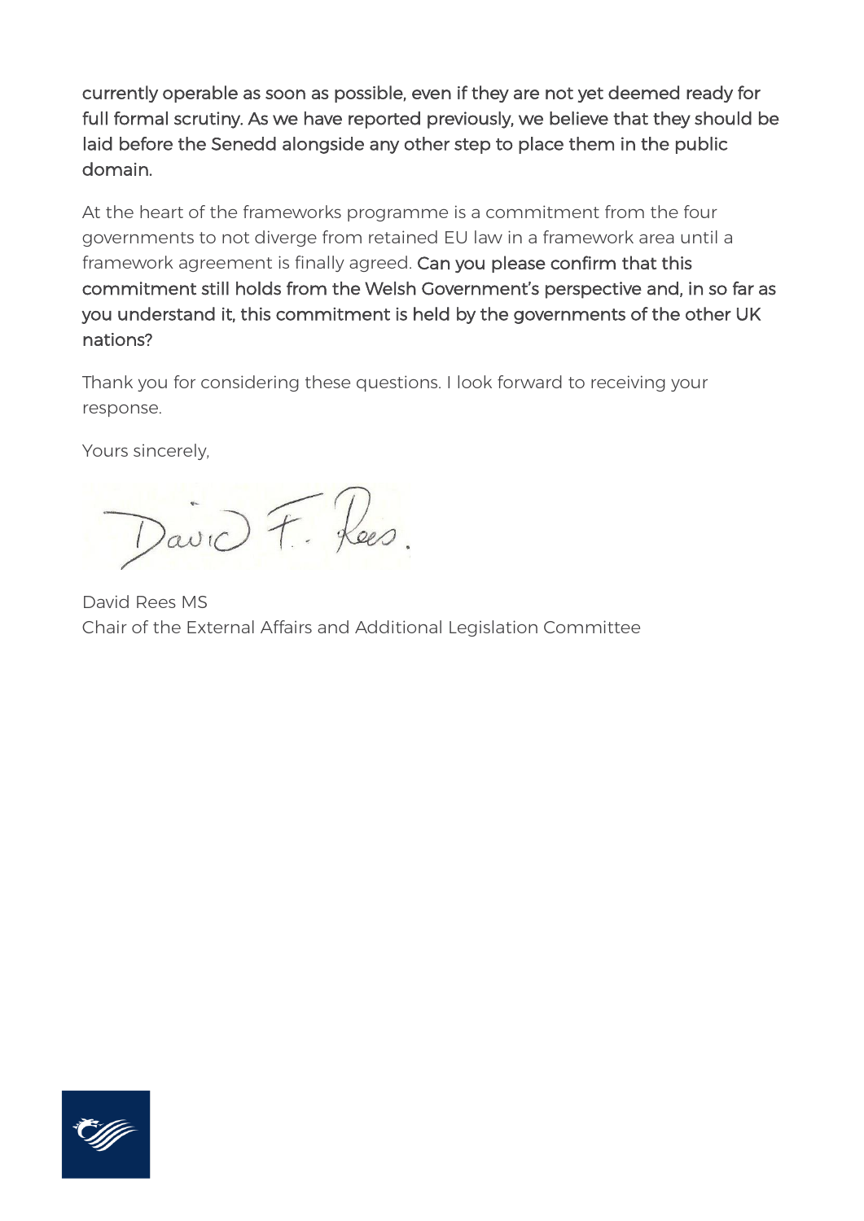**currently operable as soon as possible, even if they are not yet deemed ready for full formal scrutiny. As we have reported previously, we believe that they should be laid before the Senedd alongside any other step to place them in the public domain.**

At the heart of the frameworks programme is a commitment from the four governments to not diverge from retained EU law in a framework area until a framework agreement is finally agreed. **Can you please confirm that this commitment still holds from the Welsh Government's perspective and, in so far as you understand it, this commitment is held by the governments of the other UK nations?**

Thank you for considering these questions. I look forward to receiving your response.

Yours sincerely,

David Rees MS
Chair of the External Affairs and Additional Legislation Committee